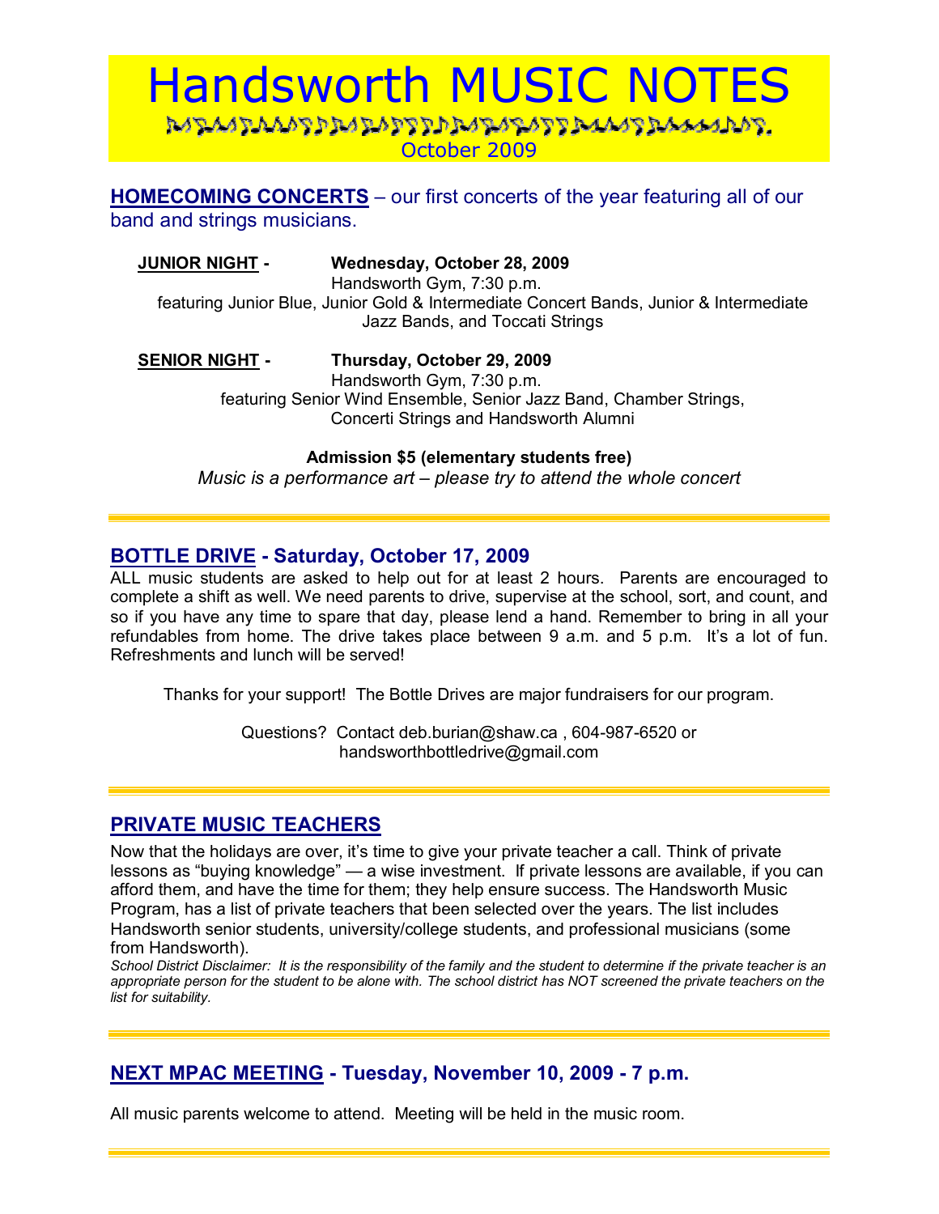# Handsworth MUSIC NOTES

October 2009

## HOMECOMING CONCERTS – our first concerts of the year featuring all of our band and strings musicians.

**JUNIOR NIGHT** - **Wednesday, October 28, 2009**
Handsworth Gym, 7:30 p.m.
featuring Junior Blue, Junior Gold & Intermediate Concert Bands, Junior & Intermediate Jazz Bands, and Toccati Strings

**SENIOR NIGHT** - **Thursday, October 29, 2009**
Handsworth Gym, 7:30 p.m.
featuring Senior Wind Ensemble, Senior Jazz Band, Chamber Strings, Concerti Strings and Handsworth Alumni

**Admission $5 (elementary students free)**

*Music is a performance art – please try to attend the whole concert*

---

## BOTTLE DRIVE - Saturday, October 17, 2009

ALL music students are asked to help out for at least 2 hours. Parents are encouraged to complete a shift as well. We need parents to drive, supervise at the school, sort, and count, and so if you have any time to spare that day, please lend a hand. Remember to bring in all your refundables from home. The drive takes place between 9 a.m. and 5 p.m. It's a lot of fun. Refreshments and lunch will be served!

Thanks for your support! The Bottle Drives are major fundraisers for our program.

Questions? Contact deb.burian@shaw.ca , 604-987-6520 or handsworthbottledrive@gmail.com

---

## PRIVATE MUSIC TEACHERS

Now that the holidays are over, it's time to give your private teacher a call. Think of private lessons as "buying knowledge" — a wise investment. If private lessons are available, if you can afford them, and have the time for them; they help ensure success. The Handsworth Music Program, has a list of private teachers that been selected over the years. The list includes Handsworth senior students, university/college students, and professional musicians (some from Handsworth).

*School District Disclaimer: It is the responsibility of the family and the student to determine if the private teacher is an appropriate person for the student to be alone with. The school district has NOT screened the private teachers on the list for suitability.*

---

## NEXT MPAC MEETING - Tuesday, November 10, 2009 - 7 p.m.

All music parents welcome to attend. Meeting will be held in the music room.

---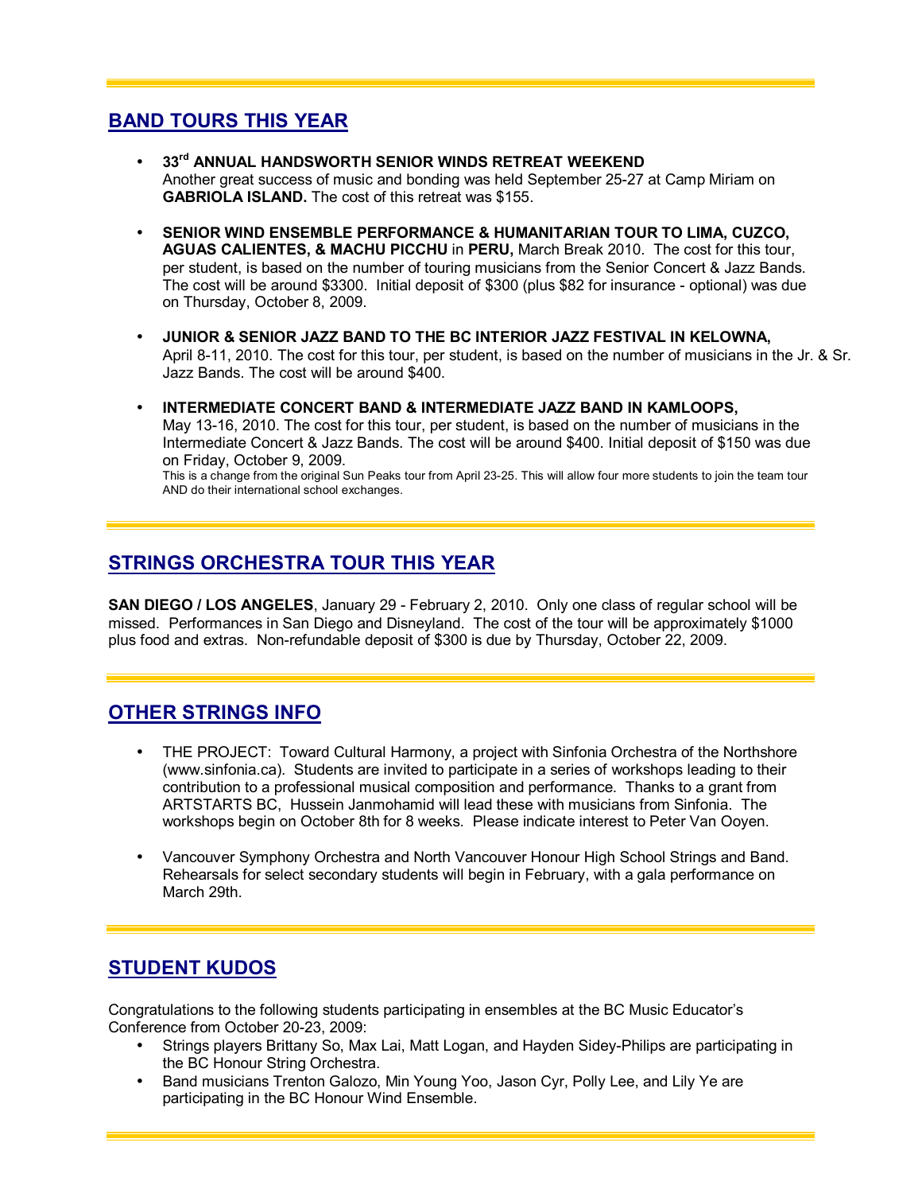## BAND TOURS THIS YEAR

- **33rd ANNUAL HANDSWORTH SENIOR WINDS RETREAT WEEKEND**
  Another great success of music and bonding was held September 25-27 at Camp Miriam on **GABRIOLA ISLAND.** The cost of this retreat was $155.

- **SENIOR WIND ENSEMBLE PERFORMANCE & HUMANITARIAN TOUR TO LIMA, CUZCO, AGUAS CALIENTES, & MACHU PICCHU** in **PERU,** March Break 2010. The cost for this tour, per student, is based on the number of touring musicians from the Senior Concert & Jazz Bands. The cost will be around $3300. Initial deposit of $300 (plus $82 for insurance - optional) was due on Thursday, October 8, 2009.

- **JUNIOR & SENIOR JAZZ BAND TO THE BC INTERIOR JAZZ FESTIVAL IN KELOWNA,** April 8-11, 2010. The cost for this tour, per student, is based on the number of musicians in the Jr. & Sr. Jazz Bands. The cost will be around $400.

- **INTERMEDIATE CONCERT BAND & INTERMEDIATE JAZZ BAND IN KAMLOOPS,** May 13-16, 2010. The cost for this tour, per student, is based on the number of musicians in the Intermediate Concert & Jazz Bands. The cost will be around $400. Initial deposit of $150 was due on Friday, October 9, 2009.
  This is a change from the original Sun Peaks tour from April 23-25. This will allow four more students to join the team tour AND do their international school exchanges.

## STRINGS ORCHESTRA TOUR THIS YEAR

**SAN DIEGO / LOS ANGELES**, January 29 - February 2, 2010. Only one class of regular school will be missed. Performances in San Diego and Disneyland. The cost of the tour will be approximately $1000 plus food and extras. Non-refundable deposit of $300 is due by Thursday, October 22, 2009.

## OTHER STRINGS INFO

- THE PROJECT: Toward Cultural Harmony, a project with Sinfonia Orchestra of the Northshore (www.sinfonia.ca). Students are invited to participate in a series of workshops leading to their contribution to a professional musical composition and performance. Thanks to a grant from ARTSTARTS BC, Hussein Janmohamid will lead these with musicians from Sinfonia. The workshops begin on October 8th for 8 weeks. Please indicate interest to Peter Van Ooyen.

- Vancouver Symphony Orchestra and North Vancouver Honour High School Strings and Band. Rehearsals for select secondary students will begin in February, with a gala performance on March 29th.

## STUDENT KUDOS

Congratulations to the following students participating in ensembles at the BC Music Educator's Conference from October 20-23, 2009:

- Strings players Brittany So, Max Lai, Matt Logan, and Hayden Sidey-Philips are participating in the BC Honour String Orchestra.
- Band musicians Trenton Galozo, Min Young Yoo, Jason Cyr, Polly Lee, and Lily Ye are participating in the BC Honour Wind Ensemble.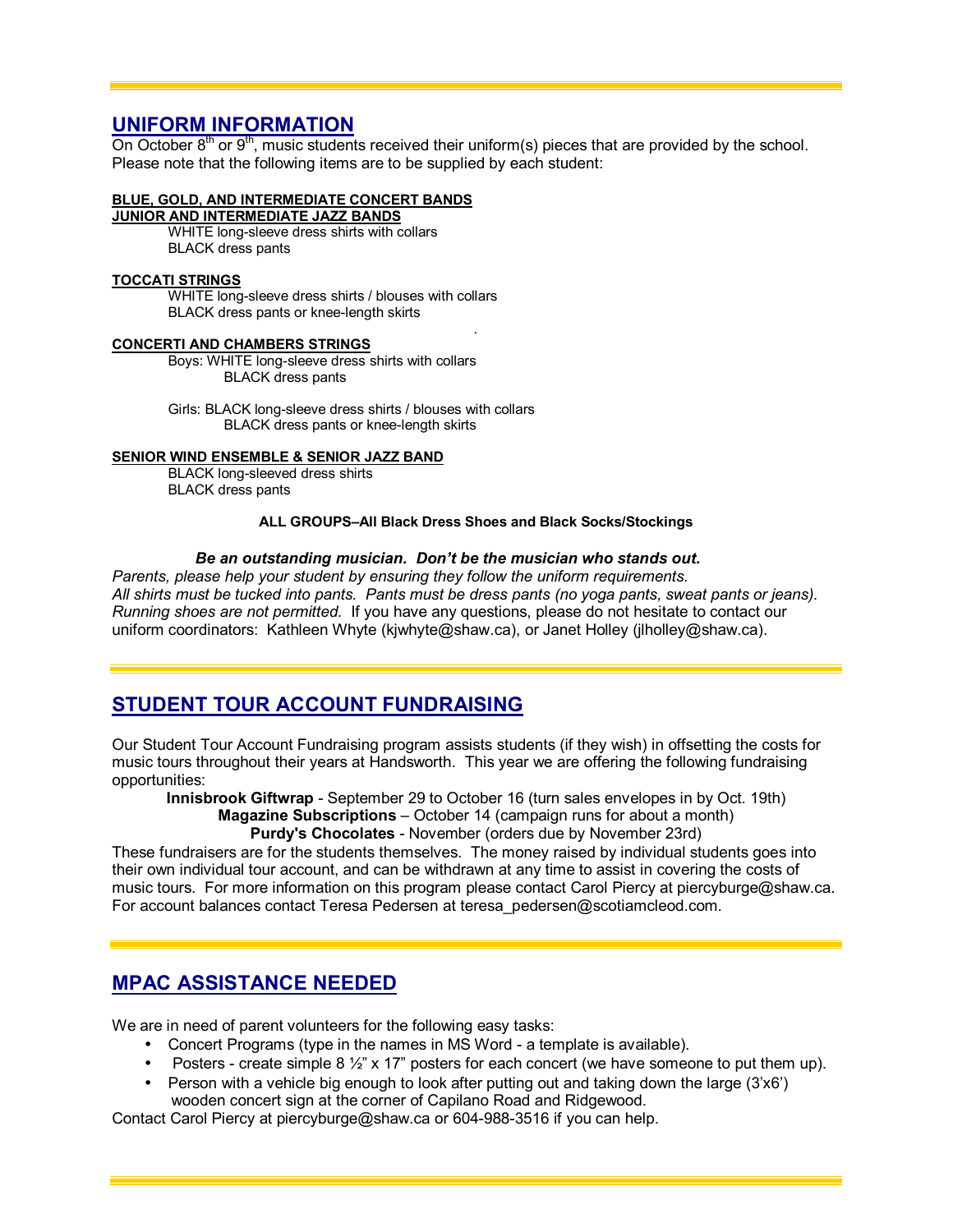## UNIFORM INFORMATION

On October 8th or 9th, music students received their uniform(s) pieces that are provided by the school. Please note that the following items are to be supplied by each student:

**BLUE, GOLD, AND INTERMEDIATE CONCERT BANDS**
**JUNIOR AND INTERMEDIATE JAZZ BANDS**

WHITE long-sleeve dress shirts with collars
BLACK dress pants

**TOCCATI STRINGS**

WHITE long-sleeve dress shirts / blouses with collars
BLACK dress pants or knee-length skirts

**CONCERTI AND CHAMBERS STRINGS**

Boys: WHITE long-sleeve dress shirts with collars
BLACK dress pants

Girls: BLACK long-sleeve dress shirts / blouses with collars
BLACK dress pants or knee-length skirts

**SENIOR WIND ENSEMBLE & SENIOR JAZZ BAND**

BLACK long-sleeved dress shirts
BLACK dress pants

**ALL GROUPS–All Black Dress Shoes and Black Socks/Stockings**

***Be an outstanding musician. Don't be the musician who stands out.***

*Parents, please help your student by ensuring they follow the uniform requirements.*
*All shirts must be tucked into pants. Pants must be dress pants (no yoga pants, sweat pants or jeans). Running shoes are not permitted.* If you have any questions, please do not hesitate to contact our uniform coordinators: Kathleen Whyte (kjwhyte@shaw.ca), or Janet Holley (jlholley@shaw.ca).

## STUDENT TOUR ACCOUNT FUNDRAISING

Our Student Tour Account Fundraising program assists students (if they wish) in offsetting the costs for music tours throughout their years at Handsworth. This year we are offering the following fundraising opportunities:

**Innisbrook Giftwrap** - September 29 to October 16 (turn sales envelopes in by Oct. 19th)
**Magazine Subscriptions** – October 14 (campaign runs for about a month)
**Purdy's Chocolates** - November (orders due by November 23rd)

These fundraisers are for the students themselves. The money raised by individual students goes into their own individual tour account, and can be withdrawn at any time to assist in covering the costs of music tours. For more information on this program please contact Carol Piercy at piercyburge@shaw.ca. For account balances contact Teresa Pedersen at teresa_pedersen@scotiamcleod.com.

## MPAC ASSISTANCE NEEDED

We are in need of parent volunteers for the following easy tasks:

- Concert Programs (type in the names in MS Word - a template is available).
- Posters - create simple 8 ½" x 17" posters for each concert (we have someone to put them up).
- Person with a vehicle big enough to look after putting out and taking down the large (3'x6') wooden concert sign at the corner of Capilano Road and Ridgewood.

Contact Carol Piercy at piercyburge@shaw.ca or 604-988-3516 if you can help.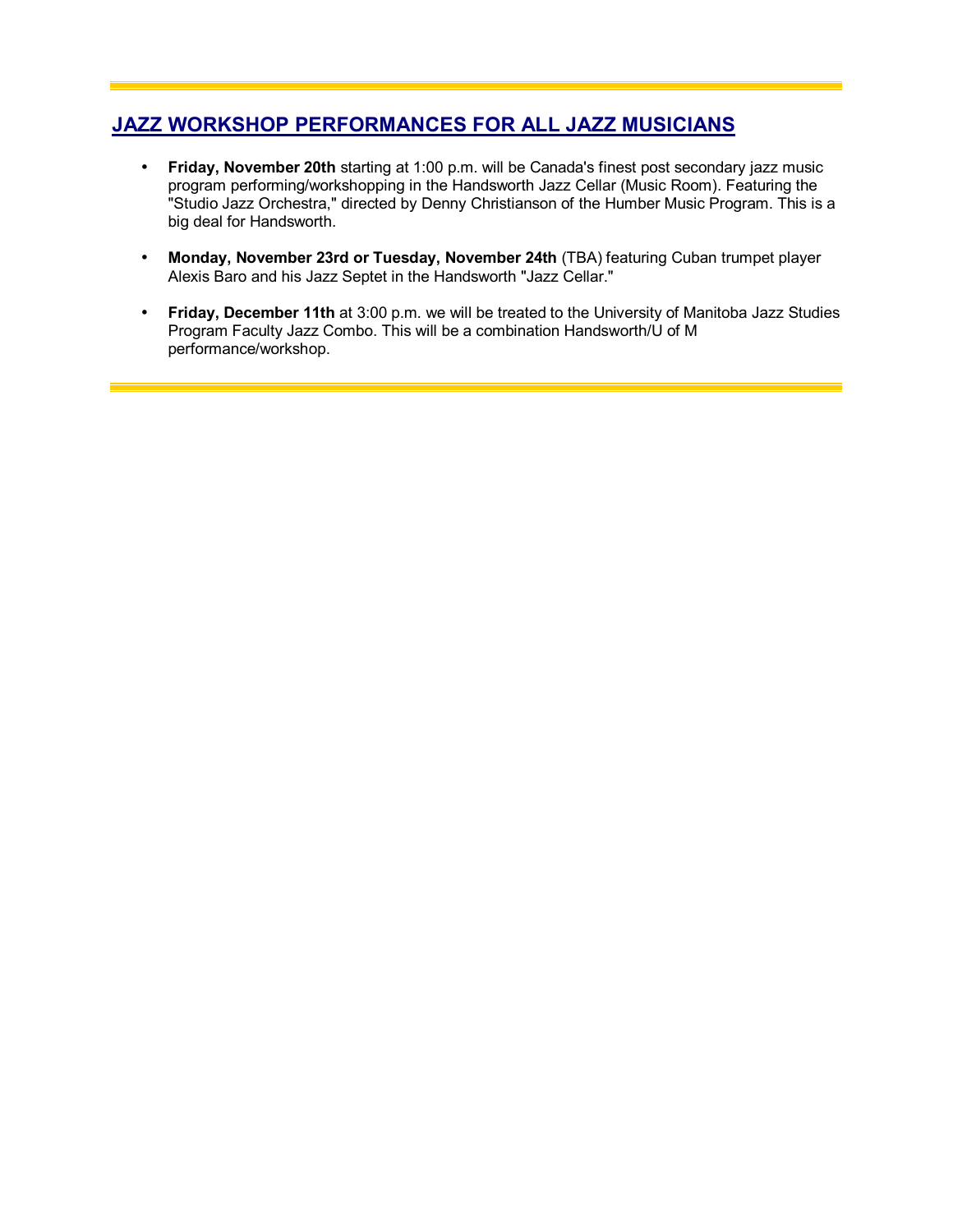## JAZZ WORKSHOP PERFORMANCES FOR ALL JAZZ MUSICIANS

- **Friday, November 20th** starting at 1:00 p.m. will be Canada's finest post secondary jazz music program performing/workshopping in the Handsworth Jazz Cellar (Music Room). Featuring the "Studio Jazz Orchestra," directed by Denny Christianson of the Humber Music Program. This is a big deal for Handsworth.
- **Monday, November 23rd or Tuesday, November 24th** (TBA) featuring Cuban trumpet player Alexis Baro and his Jazz Septet in the Handsworth "Jazz Cellar."
- **Friday, December 11th** at 3:00 p.m. we will be treated to the University of Manitoba Jazz Studies Program Faculty Jazz Combo. This will be a combination Handsworth/U of M performance/workshop.